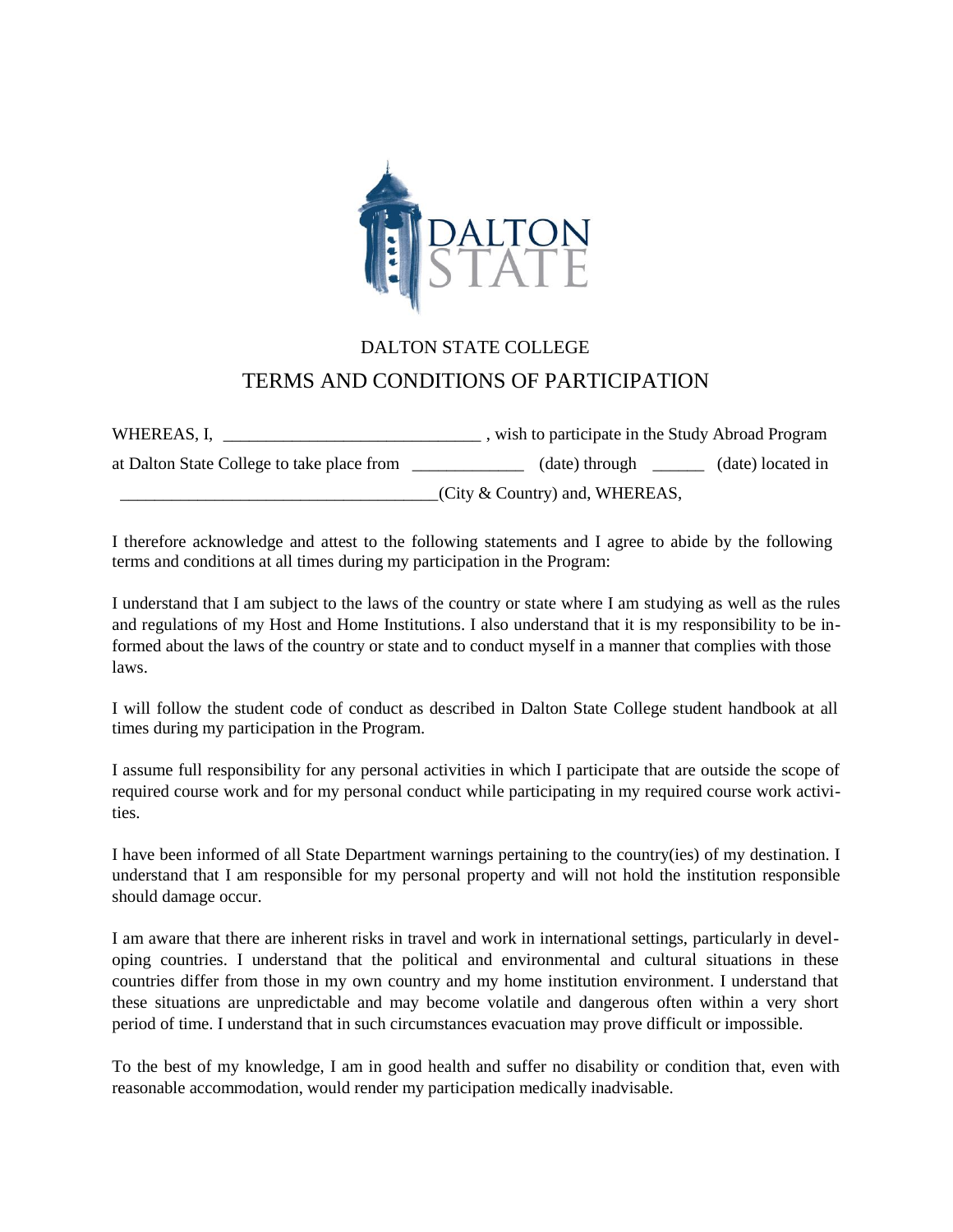DALTON STATE COLLEGE

# TERMS AND CONDITIONS OF PARTICIPATION

WHEREAS, I, ______________________________ , wish to participate in the Study Abroad Program at Dalton State College to take place from _____________ (date) through ______ (date) located in _____________________________________(City & Country) and, WHEREAS,

I therefore acknowledge and attest to the following statements and I agree to abide by the following terms and conditions at all times during my participation in the Program:

I understand that I am subject to the laws of the country or state where I am studying as well as the rules and regulations of my Host and Home Institutions. I also understand that it is my responsibility to be informed about the laws of the country or state and to conduct myself in a manner that complies with those laws.

I will follow the student code of conduct as described in Dalton State College student handbook at all times during my participation in the Program.

I assume full responsibility for any personal activities in which I participate that are outside the scope of required course work and for my personal conduct while participating in my required course work activities.

I have been informed of all State Department warnings pertaining to the country(ies) of my destination. I understand that I am responsible for my personal property and will not hold the institution responsible should damage occur.

I am aware that there are inherent risks in travel and work in international settings, particularly in developing countries. I understand that the political and environmental and cultural situations in these countries differ from those in my own country and my home institution environment. I understand that these situations are unpredictable and may become volatile and dangerous often within a very short period of time. I understand that in such circumstances evacuation may prove difficult or impossible.

To the best of my knowledge, I am in good health and suffer no disability or condition that, even with reasonable accommodation, would render my participation medically inadvisable.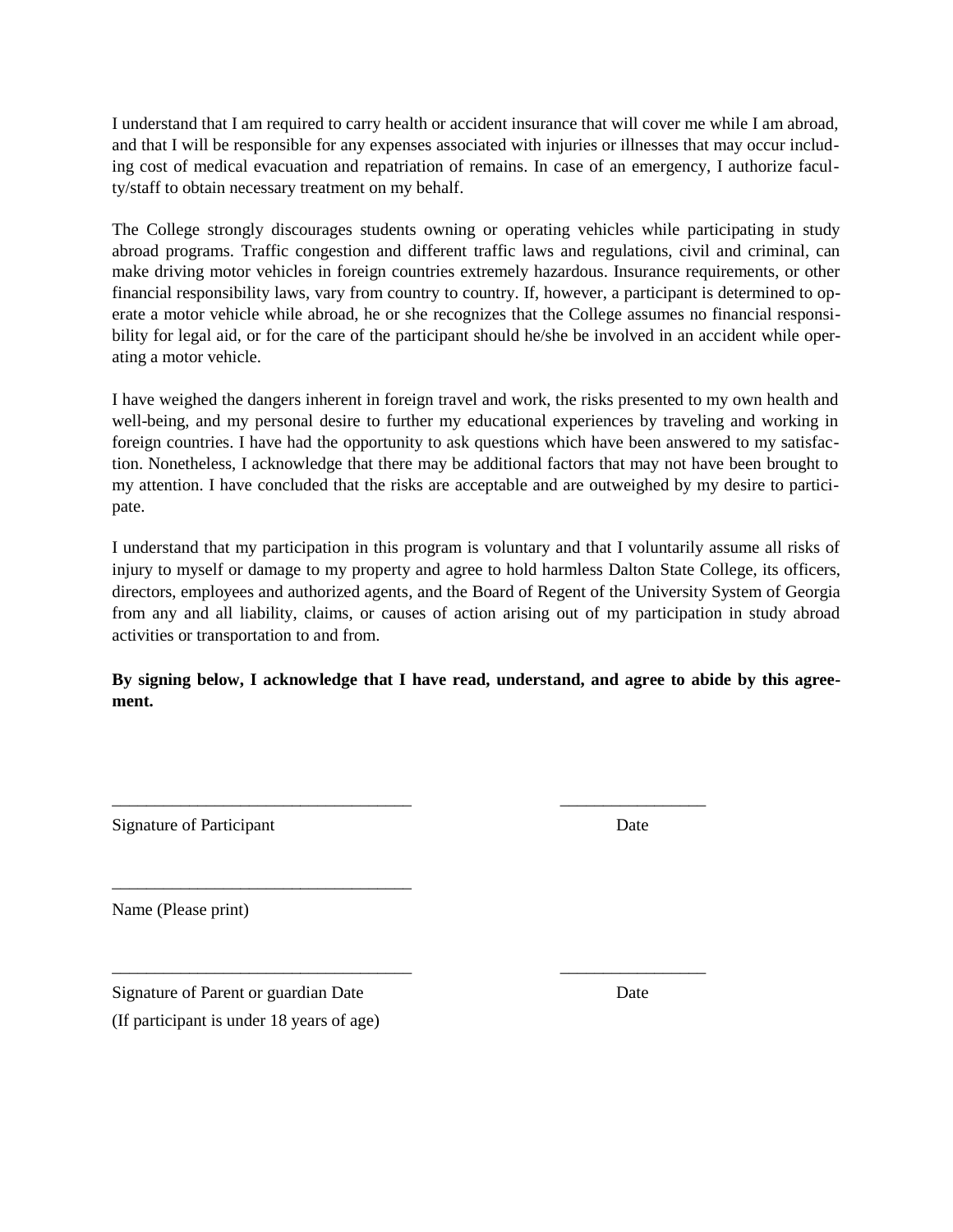I understand that I am required to carry health or accident insurance that will cover me while I am abroad, and that I will be responsible for any expenses associated with injuries or illnesses that may occur including cost of medical evacuation and repatriation of remains. In case of an emergency, I authorize faculty/staff to obtain necessary treatment on my behalf.

The College strongly discourages students owning or operating vehicles while participating in study abroad programs. Traffic congestion and different traffic laws and regulations, civil and criminal, can make driving motor vehicles in foreign countries extremely hazardous. Insurance requirements, or other financial responsibility laws, vary from country to country. If, however, a participant is determined to operate a motor vehicle while abroad, he or she recognizes that the College assumes no financial responsibility for legal aid, or for the care of the participant should he/she be involved in an accident while operating a motor vehicle.

I have weighed the dangers inherent in foreign travel and work, the risks presented to my own health and well-being, and my personal desire to further my educational experiences by traveling and working in foreign countries. I have had the opportunity to ask questions which have been answered to my satisfaction. Nonetheless, I acknowledge that there may be additional factors that may not have been brought to my attention. I have concluded that the risks are acceptable and are outweighed by my desire to participate.

I understand that my participation in this program is voluntary and that I voluntarily assume all risks of injury to myself or damage to my property and agree to hold harmless Dalton State College, its officers, directors, employees and authorized agents, and the Board of Regent of the University System of Georgia from any and all liability, claims, or causes of action arising out of my participation in study abroad activities or transportation to and from.

**By signing below, I acknowledge that I have read, understand, and agree to abide by this agreement.**

___________________________________ _________________

Signature of Participant Date

___________________________________

Name (Please print)

___________________________________ _________________

Signature of Parent or guardian Date Date

(If participant is under 18 years of age)